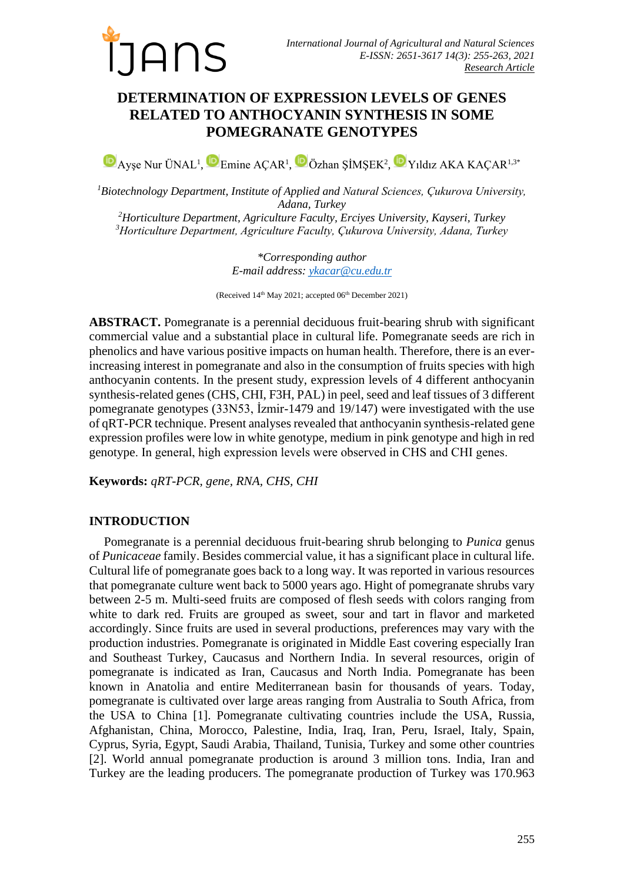# DETERMINATION OF EXPRESSION LEVELS OF GENES RELATED TO ANTHOCYANIN SYNTHESIS IN SOME POMEGRANATE GENOTYPES

Ayşe Nur ÜNAL[1], Emine AÇAR[1], Özhan ŞİMŞEK[2], Yıldız AKA KAÇAR[1,3*]

[1]*Biotechnology Department, Institute of Applied and Natural Sciences, Çukurova University, Adana, Turkey*
[2]*Horticulture Department, Agriculture Faculty, Erciyes University, Kayseri, Turkey*
[3]*Horticulture Department, Agriculture Faculty, Çukurova University, Adana, Turkey*

*\*Corresponding author*
*E-mail address: ykacar@cu.edu.tr*

(Received 14th May 2021; accepted 06th December 2021)

**ABSTRACT.** Pomegranate is a perennial deciduous fruit-bearing shrub with significant commercial value and a substantial place in cultural life. Pomegranate seeds are rich in phenolics and have various positive impacts on human health. Therefore, there is an ever-increasing interest in pomegranate and also in the consumption of fruits species with high anthocyanin contents. In the present study, expression levels of 4 different anthocyanin synthesis-related genes (CHS, CHI, F3H, PAL) in peel, seed and leaf tissues of 3 different pomegranate genotypes (33N53, İzmir-1479 and 19/147) were investigated with the use of qRT-PCR technique. Present analyses revealed that anthocyanin synthesis-related gene expression profiles were low in white genotype, medium in pink genotype and high in red genotype. In general, high expression levels were observed in CHS and CHI genes.

**Keywords:** *qRT-PCR, gene, RNA, CHS, CHI*

## INTRODUCTION

Pomegranate is a perennial deciduous fruit-bearing shrub belonging to *Punica* genus of *Punicaceae* family. Besides commercial value, it has a significant place in cultural life. Cultural life of pomegranate goes back to a long way. It was reported in various resources that pomegranate culture went back to 5000 years ago. Hight of pomegranate shrubs vary between 2-5 m. Multi-seed fruits are composed of flesh seeds with colors ranging from white to dark red. Fruits are grouped as sweet, sour and tart in flavor and marketed accordingly. Since fruits are used in several productions, preferences may vary with the production industries. Pomegranate is originated in Middle East covering especially Iran and Southeast Turkey, Caucasus and Northern India. In several resources, origin of pomegranate is indicated as Iran, Caucasus and North India. Pomegranate has been known in Anatolia and entire Mediterranean basin for thousands of years. Today, pomegranate is cultivated over large areas ranging from Australia to South Africa, from the USA to China [1]. Pomegranate cultivating countries include the USA, Russia, Afghanistan, China, Morocco, Palestine, India, Iraq, Iran, Peru, Israel, Italy, Spain, Cyprus, Syria, Egypt, Saudi Arabia, Thailand, Tunisia, Turkey and some other countries [2]. World annual pomegranate production is around 3 million tons. India, Iran and Turkey are the leading producers. The pomegranate production of Turkey was 170.963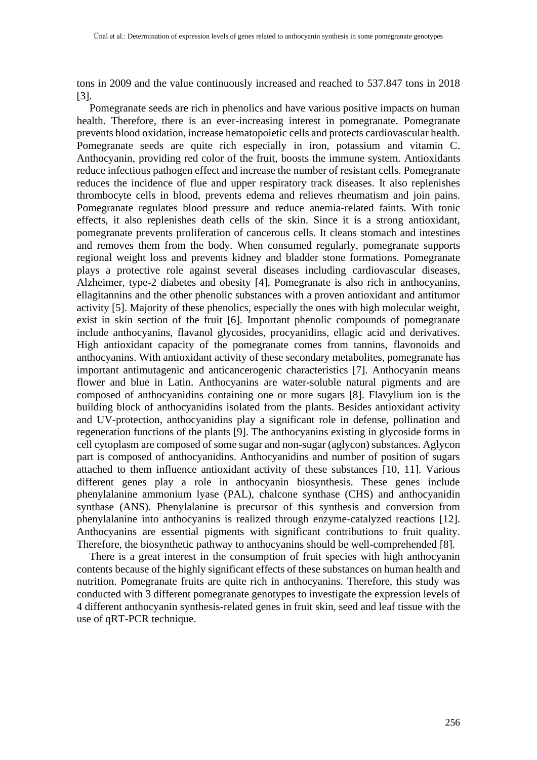tons in 2009 and the value continuously increased and reached to 537.847 tons in 2018 [3].

Pomegranate seeds are rich in phenolics and have various positive impacts on human health. Therefore, there is an ever-increasing interest in pomegranate. Pomegranate prevents blood oxidation, increase hematopoietic cells and protects cardiovascular health. Pomegranate seeds are quite rich especially in iron, potassium and vitamin C. Anthocyanin, providing red color of the fruit, boosts the immune system. Antioxidants reduce infectious pathogen effect and increase the number of resistant cells. Pomegranate reduces the incidence of flue and upper respiratory track diseases. It also replenishes thrombocyte cells in blood, prevents edema and relieves rheumatism and join pains. Pomegranate regulates blood pressure and reduce anemia-related faints. With tonic effects, it also replenishes death cells of the skin. Since it is a strong antioxidant, pomegranate prevents proliferation of cancerous cells. It cleans stomach and intestines and removes them from the body. When consumed regularly, pomegranate supports regional weight loss and prevents kidney and bladder stone formations. Pomegranate plays a protective role against several diseases including cardiovascular diseases, Alzheimer, type-2 diabetes and obesity [4]. Pomegranate is also rich in anthocyanins, ellagitannins and the other phenolic substances with a proven antioxidant and antitumor activity [5]. Majority of these phenolics, especially the ones with high molecular weight, exist in skin section of the fruit [6]. Important phenolic compounds of pomegranate include anthocyanins, flavanol glycosides, procyanidins, ellagic acid and derivatives. High antioxidant capacity of the pomegranate comes from tannins, flavonoids and anthocyanins. With antioxidant activity of these secondary metabolites, pomegranate has important antimutagenic and anticancerogenic characteristics [7]. Anthocyanin means flower and blue in Latin. Anthocyanins are water-soluble natural pigments and are composed of anthocyanidins containing one or more sugars [8]. Flavylium ion is the building block of anthocyanidins isolated from the plants. Besides antioxidant activity and UV-protection, anthocyanidins play a significant role in defense, pollination and regeneration functions of the plants [9]. The anthocyanins existing in glycoside forms in cell cytoplasm are composed of some sugar and non-sugar (aglycon) substances. Aglycon part is composed of anthocyanidins. Anthocyanidins and number of position of sugars attached to them influence antioxidant activity of these substances [10, 11]. Various different genes play a role in anthocyanin biosynthesis. These genes include phenylalanine ammonium lyase (PAL), chalcone synthase (CHS) and anthocyanidin synthase (ANS). Phenylalanine is precursor of this synthesis and conversion from phenylalanine into anthocyanins is realized through enzyme-catalyzed reactions [12]. Anthocyanins are essential pigments with significant contributions to fruit quality. Therefore, the biosynthetic pathway to anthocyanins should be well-comprehended [8].

There is a great interest in the consumption of fruit species with high anthocyanin contents because of the highly significant effects of these substances on human health and nutrition. Pomegranate fruits are quite rich in anthocyanins. Therefore, this study was conducted with 3 different pomegranate genotypes to investigate the expression levels of 4 different anthocyanin synthesis-related genes in fruit skin, seed and leaf tissue with the use of qRT-PCR technique.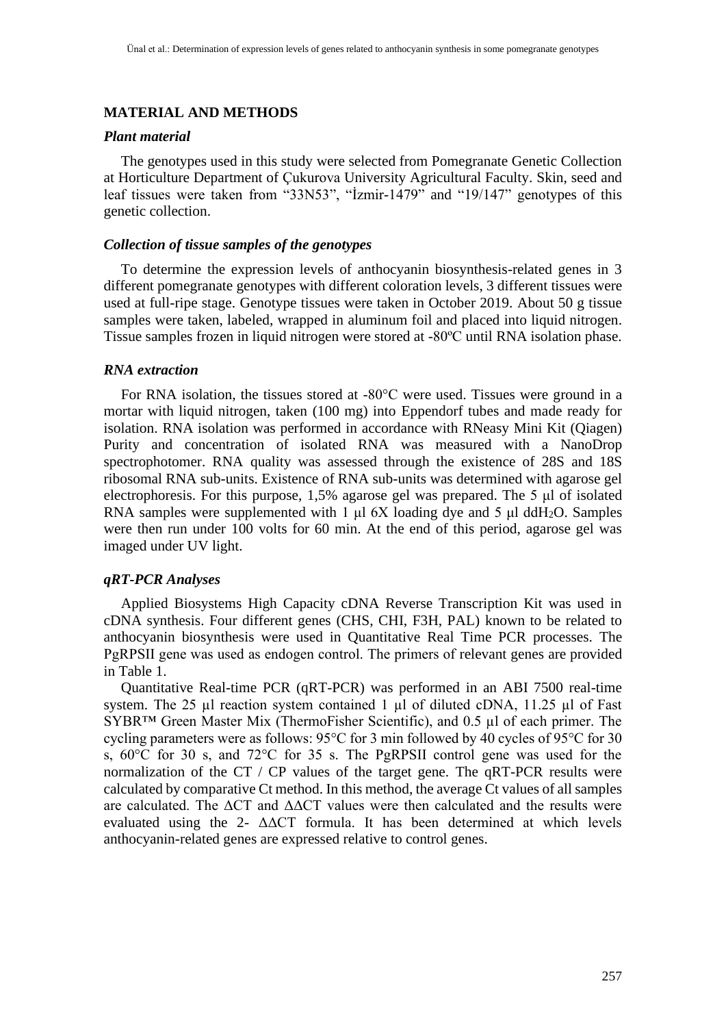## MATERIAL AND METHODS

### *Plant material*

The genotypes used in this study were selected from Pomegranate Genetic Collection at Horticulture Department of Çukurova University Agricultural Faculty. Skin, seed and leaf tissues were taken from "33N53", "İzmir-1479" and "19/147" genotypes of this genetic collection.

### *Collection of tissue samples of the genotypes*

To determine the expression levels of anthocyanin biosynthesis-related genes in 3 different pomegranate genotypes with different coloration levels, 3 different tissues were used at full-ripe stage. Genotype tissues were taken in October 2019. About 50 g tissue samples were taken, labeled, wrapped in aluminum foil and placed into liquid nitrogen. Tissue samples frozen in liquid nitrogen were stored at -80ºC until RNA isolation phase.

### *RNA extraction*

For RNA isolation, the tissues stored at -80°C were used. Tissues were ground in a mortar with liquid nitrogen, taken (100 mg) into Eppendorf tubes and made ready for isolation. RNA isolation was performed in accordance with RNeasy Mini Kit (Qiagen) Purity and concentration of isolated RNA was measured with a NanoDrop spectrophotomer. RNA quality was assessed through the existence of 28S and 18S ribosomal RNA sub-units. Existence of RNA sub-units was determined with agarose gel electrophoresis. For this purpose, 1,5% agarose gel was prepared. The 5 µl of isolated RNA samples were supplemented with 1 µl 6X loading dye and 5 µl $ddH_2O$. Samples were then run under 100 volts for 60 min. At the end of this period, agarose gel was imaged under UV light.

### *qRT-PCR Analyses*

Applied Biosystems High Capacity cDNA Reverse Transcription Kit was used in cDNA synthesis. Four different genes (CHS, CHI, F3H, PAL) known to be related to anthocyanin biosynthesis were used in Quantitative Real Time PCR processes. The PgRPSII gene was used as endogen control. The primers of relevant genes are provided in Table 1.

Quantitative Real-time PCR (qRT-PCR) was performed in an ABI 7500 real-time system. The 25 µl reaction system contained 1 µl of diluted cDNA, 11.25 µl of Fast SYBR™ Green Master Mix (ThermoFisher Scientific), and 0.5 µl of each primer. The cycling parameters were as follows: 95°C for 3 min followed by 40 cycles of 95°C for 30 s, 60°C for 30 s, and 72°C for 35 s. The PgRPSII control gene was used for the normalization of the CT / CP values of the target gene. The qRT-PCR results were calculated by comparative Ct method. In this method, the average Ct values of all samples are calculated. The ΔCT and ΔΔCT values were then calculated and the results were evaluated using the $2^{-\Delta\Delta CT}$ formula. It has been determined at which levels anthocyanin-related genes are expressed relative to control genes.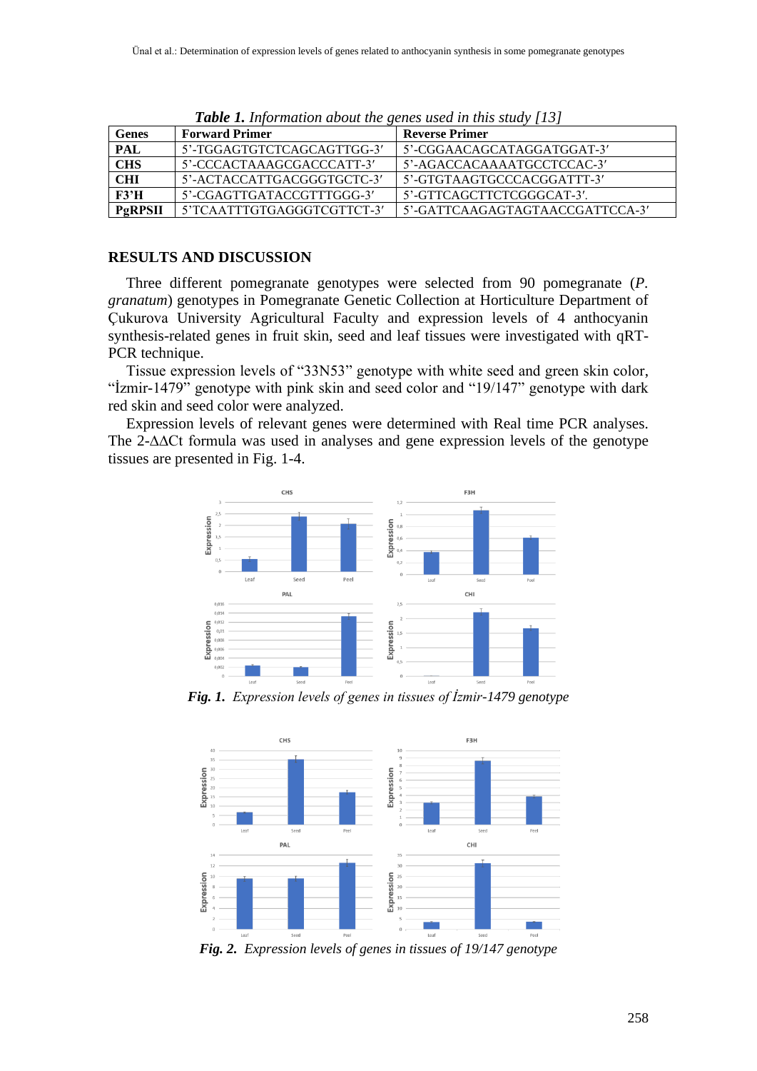***Table 1.*** *Information about the genes used in this study [13]*

| Genes | Forward Primer | Reverse Primer |
|---|---|---|
| **PAL** | 5'-TGGAGTGTCTCAGCAGTTGG-3' | 5'-CGGAACAGCATAGGATGGAT-3' |
| **CHS** | 5'-CCCACTAAAGCGACCCATT-3' | 5'-AGACCACAAAATGCCTCCAC-3' |
| **CHI** | 5'-ACTACCATTGACGGGTGCTC-3' | 5'-GTGTAAGTGCCCACGGATTT-3' |
| **F3'H** | 5'-CGAGTTGATACCGTTTGGG-3' | 5'-GTTCAGCTTCTCGGGCAT-3'. |
| **PgRPSII** | 5'TCAATTTGTGAGGGTCGTTCT-3' | 5'-GATTCAAGAGTAGTAACCGATTCCA-3' |

## RESULTS AND DISCUSSION

Three different pomegranate genotypes were selected from 90 pomegranate (*P. granatum*) genotypes in Pomegranate Genetic Collection at Horticulture Department of Çukurova University Agricultural Faculty and expression levels of 4 anthocyanin synthesis-related genes in fruit skin, seed and leaf tissues were investigated with qRT-PCR technique.

Tissue expression levels of "33N53" genotype with white seed and green skin color, "İzmir-1479" genotype with pink skin and seed color and "19/147" genotype with dark red skin and seed color were analyzed.

Expression levels of relevant genes were determined with Real time PCR analyses. The $2^{-\Delta\Delta Ct}$ formula was used in analyses and gene expression levels of the genotype tissues are presented in Fig. 1-4.

***Fig. 1.*** *Expression levels of genes in tissues of İzmir-1479 genotype*

***Fig. 2.*** *Expression levels of genes in tissues of 19/147 genotype*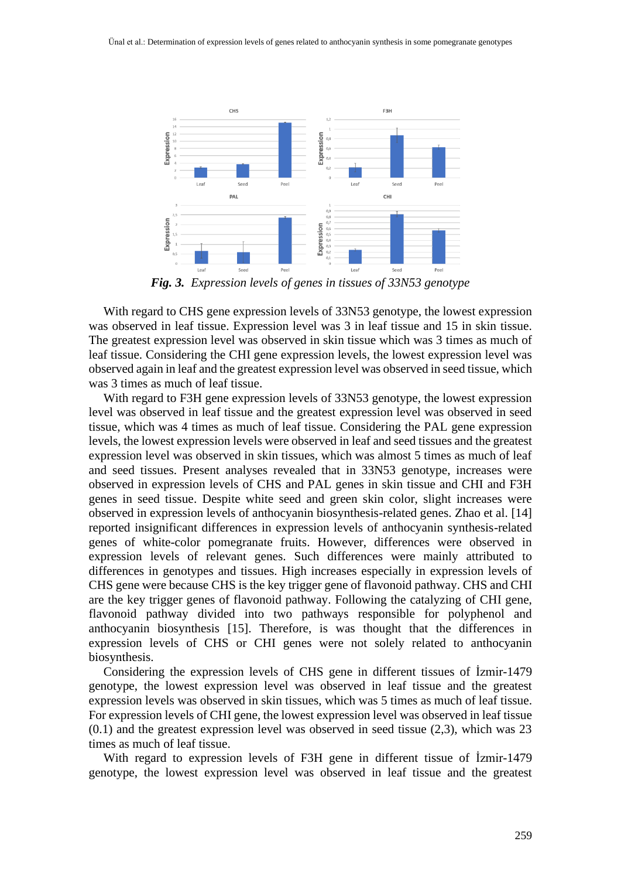*Fig. 3. Expression levels of genes in tissues of 33N53 genotype*

With regard to CHS gene expression levels of 33N53 genotype, the lowest expression was observed in leaf tissue. Expression level was 3 in leaf tissue and 15 in skin tissue. The greatest expression level was observed in skin tissue which was 3 times as much of leaf tissue. Considering the CHI gene expression levels, the lowest expression level was observed again in leaf and the greatest expression level was observed in seed tissue, which was 3 times as much of leaf tissue.

With regard to F3H gene expression levels of 33N53 genotype, the lowest expression level was observed in leaf tissue and the greatest expression level was observed in seed tissue, which was 4 times as much of leaf tissue. Considering the PAL gene expression levels, the lowest expression levels were observed in leaf and seed tissues and the greatest expression level was observed in skin tissues, which was almost 5 times as much of leaf and seed tissues. Present analyses revealed that in 33N53 genotype, increases were observed in expression levels of CHS and PAL genes in skin tissue and CHI and F3H genes in seed tissue. Despite white seed and green skin color, slight increases were observed in expression levels of anthocyanin biosynthesis-related genes. Zhao et al. [14] reported insignificant differences in expression levels of anthocyanin synthesis-related genes of white-color pomegranate fruits. However, differences were observed in expression levels of relevant genes. Such differences were mainly attributed to differences in genotypes and tissues. High increases especially in expression levels of CHS gene were because CHS is the key trigger gene of flavonoid pathway. CHS and CHI are the key trigger genes of flavonoid pathway. Following the catalyzing of CHI gene, flavonoid pathway divided into two pathways responsible for polyphenol and anthocyanin biosynthesis [15]. Therefore, is was thought that the differences in expression levels of CHS or CHI genes were not solely related to anthocyanin biosynthesis.

Considering the expression levels of CHS gene in different tissues of İzmir-1479 genotype, the lowest expression level was observed in leaf tissue and the greatest expression levels was observed in skin tissues, which was 5 times as much of leaf tissue. For expression levels of CHI gene, the lowest expression level was observed in leaf tissue (0.1) and the greatest expression level was observed in seed tissue (2,3), which was 23 times as much of leaf tissue.

With regard to expression levels of F3H gene in different tissue of İzmir-1479 genotype, the lowest expression level was observed in leaf tissue and the greatest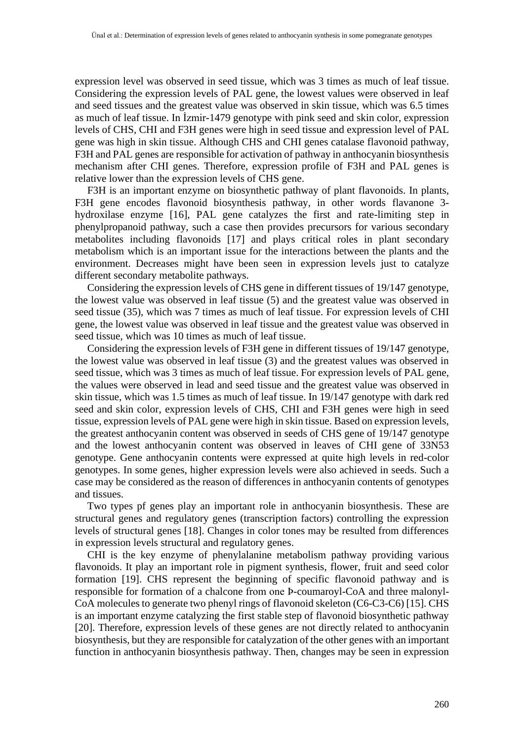expression level was observed in seed tissue, which was 3 times as much of leaf tissue. Considering the expression levels of PAL gene, the lowest values were observed in leaf and seed tissues and the greatest value was observed in skin tissue, which was 6.5 times as much of leaf tissue. In İzmir-1479 genotype with pink seed and skin color, expression levels of CHS, CHI and F3H genes were high in seed tissue and expression level of PAL gene was high in skin tissue. Although CHS and CHI genes catalase flavonoid pathway, F3H and PAL genes are responsible for activation of pathway in anthocyanin biosynthesis mechanism after CHI genes. Therefore, expression profile of F3H and PAL genes is relative lower than the expression levels of CHS gene.

F3H is an important enzyme on biosynthetic pathway of plant flavonoids. In plants, F3H gene encodes flavonoid biosynthesis pathway, in other words flavanone 3-hydroxilase enzyme [16], PAL gene catalyzes the first and rate-limiting step in phenylpropanoid pathway, such a case then provides precursors for various secondary metabolites including flavonoids [17] and plays critical roles in plant secondary metabolism which is an important issue for the interactions between the plants and the environment. Decreases might have been seen in expression levels just to catalyze different secondary metabolite pathways.

Considering the expression levels of CHS gene in different tissues of 19/147 genotype, the lowest value was observed in leaf tissue (5) and the greatest value was observed in seed tissue (35), which was 7 times as much of leaf tissue. For expression levels of CHI gene, the lowest value was observed in leaf tissue and the greatest value was observed in seed tissue, which was 10 times as much of leaf tissue.

Considering the expression levels of F3H gene in different tissues of 19/147 genotype, the lowest value was observed in leaf tissue (3) and the greatest values was observed in seed tissue, which was 3 times as much of leaf tissue. For expression levels of PAL gene, the values were observed in lead and seed tissue and the greatest value was observed in skin tissue, which was 1.5 times as much of leaf tissue. In 19/147 genotype with dark red seed and skin color, expression levels of CHS, CHI and F3H genes were high in seed tissue, expression levels of PAL gene were high in skin tissue. Based on expression levels, the greatest anthocyanin content was observed in seeds of CHS gene of 19/147 genotype and the lowest anthocyanin content was observed in leaves of CHI gene of 33N53 genotype. Gene anthocyanin contents were expressed at quite high levels in red-color genotypes. In some genes, higher expression levels were also achieved in seeds. Such a case may be considered as the reason of differences in anthocyanin contents of genotypes and tissues.

Two types pf genes play an important role in anthocyanin biosynthesis. These are structural genes and regulatory genes (transcription factors) controlling the expression levels of structural genes [18]. Changes in color tones may be resulted from differences in expression levels structural and regulatory genes.

CHI is the key enzyme of phenylalanine metabolism pathway providing various flavonoids. It play an important role in pigment synthesis, flower, fruit and seed color formation [19]. CHS represent the beginning of specific flavonoid pathway and is responsible for formation of a chalcone from one Þ-coumaroyl-CoA and three malonyl-CoA molecules to generate two phenyl rings of flavonoid skeleton (C6-C3-C6) [15]. CHS is an important enzyme catalyzing the first stable step of flavonoid biosynthetic pathway [20]. Therefore, expression levels of these genes are not directly related to anthocyanin biosynthesis, but they are responsible for catalyzation of the other genes with an important function in anthocyanin biosynthesis pathway. Then, changes may be seen in expression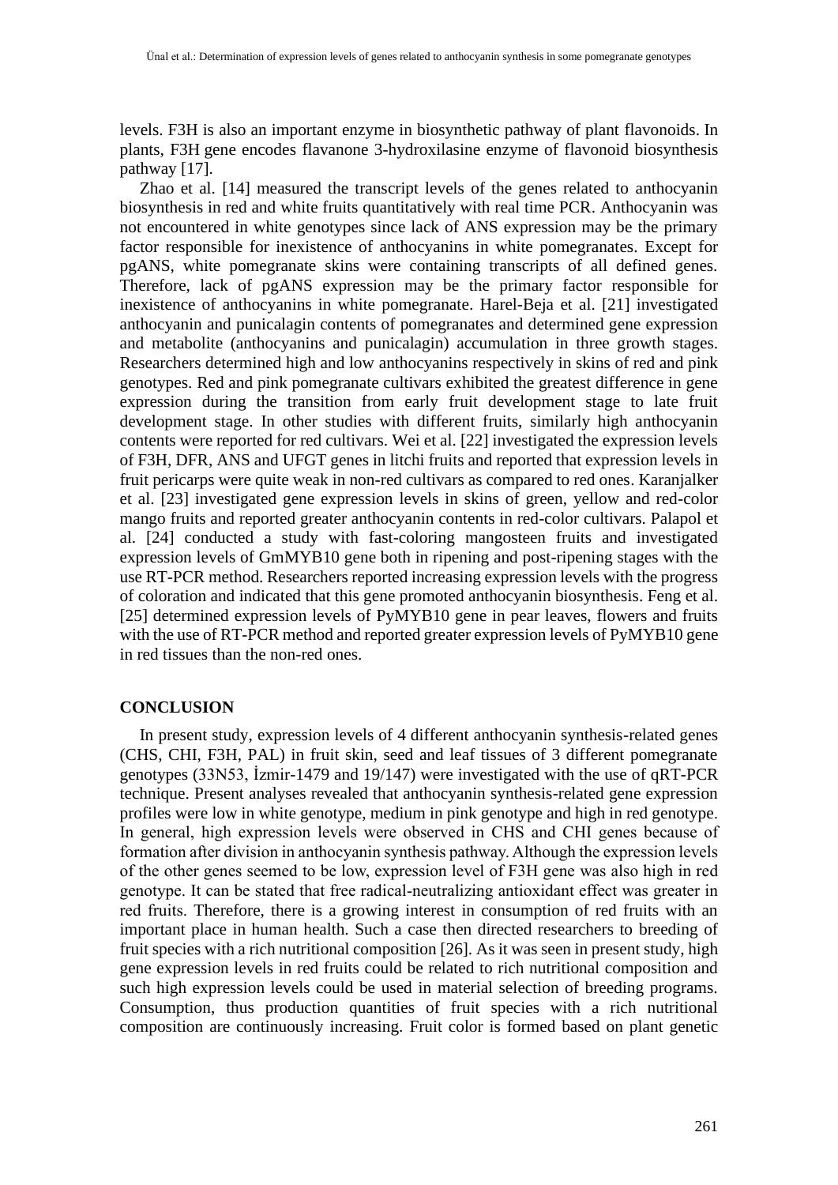levels. F3H is also an important enzyme in biosynthetic pathway of plant flavonoids. In plants, F3H gene encodes flavanone 3-hydroxilasine enzyme of flavonoid biosynthesis pathway [17].

Zhao et al. [14] measured the transcript levels of the genes related to anthocyanin biosynthesis in red and white fruits quantitatively with real time PCR. Anthocyanin was not encountered in white genotypes since lack of ANS expression may be the primary factor responsible for inexistence of anthocyanins in white pomegranates. Except for pgANS, white pomegranate skins were containing transcripts of all defined genes. Therefore, lack of pgANS expression may be the primary factor responsible for inexistence of anthocyanins in white pomegranate. Harel-Beja et al. [21] investigated anthocyanin and punicalagin contents of pomegranates and determined gene expression and metabolite (anthocyanins and punicalagin) accumulation in three growth stages. Researchers determined high and low anthocyanins respectively in skins of red and pink genotypes. Red and pink pomegranate cultivars exhibited the greatest difference in gene expression during the transition from early fruit development stage to late fruit development stage. In other studies with different fruits, similarly high anthocyanin contents were reported for red cultivars. Wei et al. [22] investigated the expression levels of F3H, DFR, ANS and UFGT genes in litchi fruits and reported that expression levels in fruit pericarps were quite weak in non-red cultivars as compared to red ones. Karanjalker et al. [23] investigated gene expression levels in skins of green, yellow and red-color mango fruits and reported greater anthocyanin contents in red-color cultivars. Palapol et al. [24] conducted a study with fast-coloring mangosteen fruits and investigated expression levels of GmMYB10 gene both in ripening and post-ripening stages with the use RT-PCR method. Researchers reported increasing expression levels with the progress of coloration and indicated that this gene promoted anthocyanin biosynthesis. Feng et al. [25] determined expression levels of PyMYB10 gene in pear leaves, flowers and fruits with the use of RT-PCR method and reported greater expression levels of PyMYB10 gene in red tissues than the non-red ones.

## CONCLUSION

In present study, expression levels of 4 different anthocyanin synthesis-related genes (CHS, CHI, F3H, PAL) in fruit skin, seed and leaf tissues of 3 different pomegranate genotypes (33N53, İzmir-1479 and 19/147) were investigated with the use of qRT-PCR technique. Present analyses revealed that anthocyanin synthesis-related gene expression profiles were low in white genotype, medium in pink genotype and high in red genotype. In general, high expression levels were observed in CHS and CHI genes because of formation after division in anthocyanin synthesis pathway. Although the expression levels of the other genes seemed to be low, expression level of F3H gene was also high in red genotype. It can be stated that free radical-neutralizing antioxidant effect was greater in red fruits. Therefore, there is a growing interest in consumption of red fruits with an important place in human health. Such a case then directed researchers to breeding of fruit species with a rich nutritional composition [26]. As it was seen in present study, high gene expression levels in red fruits could be related to rich nutritional composition and such high expression levels could be used in material selection of breeding programs. Consumption, thus production quantities of fruit species with a rich nutritional composition are continuously increasing. Fruit color is formed based on plant genetic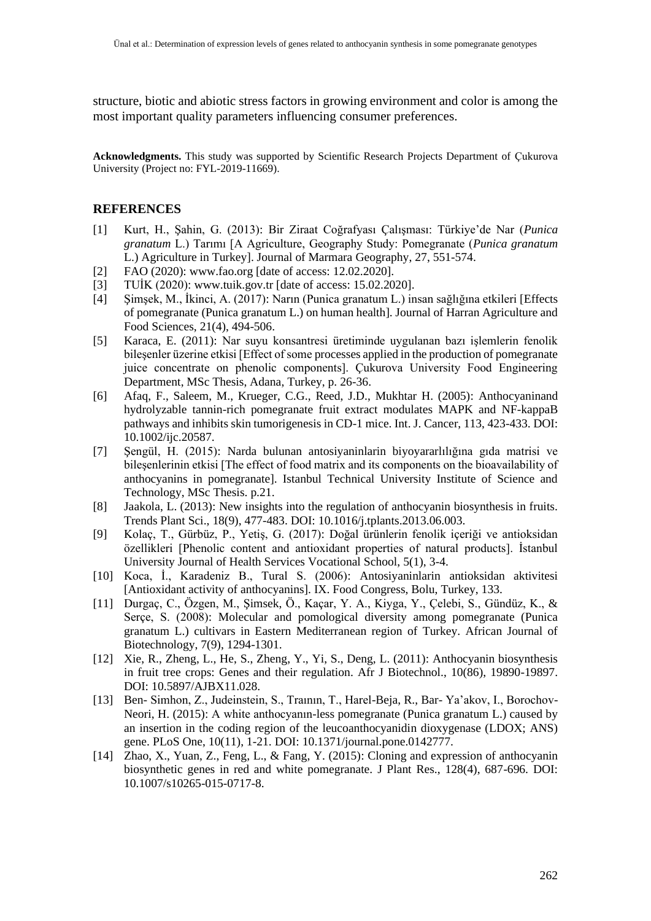structure, biotic and abiotic stress factors in growing environment and color is among the most important quality parameters influencing consumer preferences.

**Acknowledgments.** This study was supported by Scientific Research Projects Department of Çukurova University (Project no: FYL-2019-11669).

## REFERENCES

[1] Kurt, H., Şahin, G. (2013): Bir Ziraat Coğrafyası Çalışması: Türkiye'de Nar (*Punica granatum* L.) Tarımı [A Agriculture, Geography Study: Pomegranate (*Punica granatum* L.) Agriculture in Turkey]. Journal of Marmara Geography, 27, 551-574.

[2] FAO (2020): www.fao.org [date of access: 12.02.2020].

[3] TUİK (2020): www.tuik.gov.tr [date of access: 15.02.2020].

[4] Şimşek, M., İkinci, A. (2017): Narın (Punica granatum L.) insan sağlığına etkileri [Effects of pomegranate (Punica granatum L.) on human health]. Journal of Harran Agriculture and Food Sciences, 21(4), 494-506.

[5] Karaca, E. (2011): Nar suyu konsantresi üretiminde uygulanan bazı işlemlerin fenolik bileşenler üzerine etkisi [Effect of some processes applied in the production of pomegranate juice concentrate on phenolic components]. Çukurova University Food Engineering Department, MSc Thesis, Adana, Turkey, p. 26-36.

[6] Afaq, F., Saleem, M., Krueger, C.G., Reed, J.D., Mukhtar H. (2005): Anthocyaninand hydrolyzable tannin-rich pomegranate fruit extract modulates MAPK and NF-kappaB pathways and inhibits skin tumorigenesis in CD-1 mice. Int. J. Cancer, 113, 423-433. DOI: 10.1002/ijc.20587.

[7] Şengül, H. (2015): Narda bulunan antosiyaninlarin biyoyararlılığına gıda matrisi ve bileşenlerinin etkisi [The effect of food matrix and its components on the bioavailability of anthocyanins in pomegranate]. Istanbul Technical University Institute of Science and Technology, MSc Thesis. p.21.

[8] Jaakola, L. (2013): New insights into the regulation of anthocyanin biosynthesis in fruits. Trends Plant Sci., 18(9), 477-483. DOI: 10.1016/j.tplants.2013.06.003.

[9] Kolaç, T., Gürbüz, P., Yetiş, G. (2017): Doğal ürünlerin fenolik içeriği ve antioksidan özellikleri [Phenolic content and antioxidant properties of natural products]. İstanbul University Journal of Health Services Vocational School, 5(1), 3-4.

[10] Koca, İ., Karadeniz B., Tural S. (2006): Antosiyaninlarin antioksidan aktivitesi [Antioxidant activity of anthocyanins]. IX. Food Congress, Bolu, Turkey, 133.

[11] Durgaç, C., Özgen, M., Şimsek, Ö., Kaçar, Y. A., Kiyga, Y., Çelebi, S., Gündüz, K., & Serçe, S. (2008): Molecular and pomological diversity among pomegranate (Punica granatum L.) cultivars in Eastern Mediterranean region of Turkey. African Journal of Biotechnology, 7(9), 1294-1301.

[12] Xie, R., Zheng, L., He, S., Zheng, Y., Yi, S., Deng, L. (2011): Anthocyanin biosynthesis in fruit tree crops: Genes and their regulation. Afr J Biotechnol., 10(86), 19890-19897. DOI: 10.5897/AJBX11.028.

[13] Ben- Simhon, Z., Judeinstein, S., Traının, T., Harel-Beja, R., Bar- Ya'akov, I., Borochov-Neori, H. (2015): A white anthocyanın-less pomegranate (Punica granatum L.) caused by an insertion in the coding region of the leucoanthocyanidin dioxygenase (LDOX; ANS) gene. PLoS One, 10(11), 1-21. DOI: 10.1371/journal.pone.0142777.

[14] Zhao, X., Yuan, Z., Feng, L., & Fang, Y. (2015): Cloning and expression of anthocyanin biosynthetic genes in red and white pomegranate. J Plant Res., 128(4), 687-696. DOI: 10.1007/s10265-015-0717-8.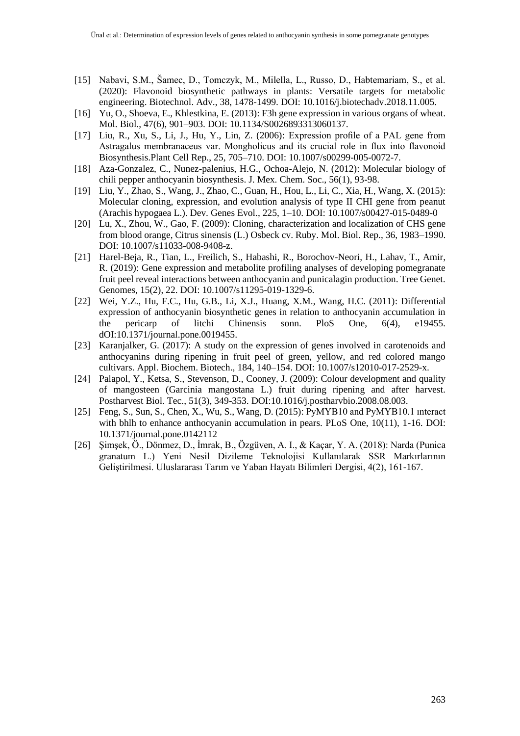[15] Nabavi, S.M., Šamec, D., Tomczyk, M., Milella, L., Russo, D., Habtemariam, S., et al. (2020): Flavonoid biosynthetic pathways in plants: Versatile targets for metabolic engineering. Biotechnol. Adv., 38, 1478-1499. DOI: 10.1016/j.biotechadv.2018.11.005.

[16] Yu, O., Shoeva, E., Khlestkina, E. (2013): F3h gene expression in various organs of wheat. Mol. Biol., 47(6), 901–903. DOI: 10.1134/S0026893313060137.

[17] Liu, R., Xu, S., Li, J., Hu, Y., Lin, Z. (2006): Expression profile of a PAL gene from Astragalus membranaceus var. Mongholicus and its crucial role in flux into flavonoid Biosynthesis.Plant Cell Rep., 25, 705–710. DOI: 10.1007/s00299-005-0072-7.

[18] Aza-Gonzalez, C., Nunez-palenius, H.G., Ochoa-Alejo, N. (2012): Molecular biology of chili pepper anthocyanin biosynthesis. J. Mex. Chem. Soc., 56(1), 93-98.

[19] Liu, Y., Zhao, S., Wang, J., Zhao, C., Guan, H., Hou, L., Li, C., Xia, H., Wang, X. (2015): Molecular cloning, expression, and evolution analysis of type II CHI gene from peanut (Arachis hypogaea L.). Dev. Genes Evol., 225, 1–10. DOI: 10.1007/s00427-015-0489-0

[20] Lu, X., Zhou, W., Gao, F. (2009): Cloning, characterization and localization of CHS gene from blood orange, Citrus sinensis (L.) Osbeck cv. Ruby. Mol. Biol. Rep., 36, 1983–1990. DOI: 10.1007/s11033-008-9408-z.

[21] Harel-Beja, R., Tian, L., Freilich, S., Habashi, R., Borochov-Neori, H., Lahav, T., Amir, R. (2019): Gene expression and metabolite profiling analyses of developing pomegranate fruit peel reveal interactions between anthocyanin and punicalagin production. Tree Genet. Genomes, 15(2), 22. DOI: 10.1007/s11295-019-1329-6.

[22] Wei, Y.Z., Hu, F.C., Hu, G.B., Li, X.J., Huang, X.M., Wang, H.C. (2011): Differential expression of anthocyanin biosynthetic genes in relation to anthocyanin accumulation in the pericarp of litchi Chinensis sonn. PloS One, 6(4), e19455. dOI:10.1371/journal.pone.0019455.

[23] Karanjalker, G. (2017): A study on the expression of genes involved in carotenoids and anthocyanins during ripening in fruit peel of green, yellow, and red colored mango cultivars. Appl. Biochem. Biotech., 184, 140–154. DOI: 10.1007/s12010-017-2529-x.

[24] Palapol, Y., Ketsa, S., Stevenson, D., Cooney, J. (2009): Colour development and quality of mangosteen (Garcinia mangostana L.) fruit during ripening and after harvest. Postharvest Biol. Tec., 51(3), 349-353. DOI:10.1016/j.postharvbio.2008.08.003.

[25] Feng, S., Sun, S., Chen, X., Wu, S., Wang, D. (2015): PyMYB10 and PyMYB10.1 ınteract with bhlh to enhance anthocyanin accumulation in pears. PLoS One, 10(11), 1-16. DOI: 10.1371/journal.pone.0142112

[26] Şimşek, Ö., Dönmez, D., İmrak, B., Özgüven, A. I., & Kaçar, Y. A. (2018): Narda (Punica granatum L.) Yeni Nesil Dizileme Teknolojisi Kullanılarak SSR Markırlarının Geliştirilmesi. Uluslararası Tarım ve Yaban Hayatı Bilimleri Dergisi, 4(2), 161-167.